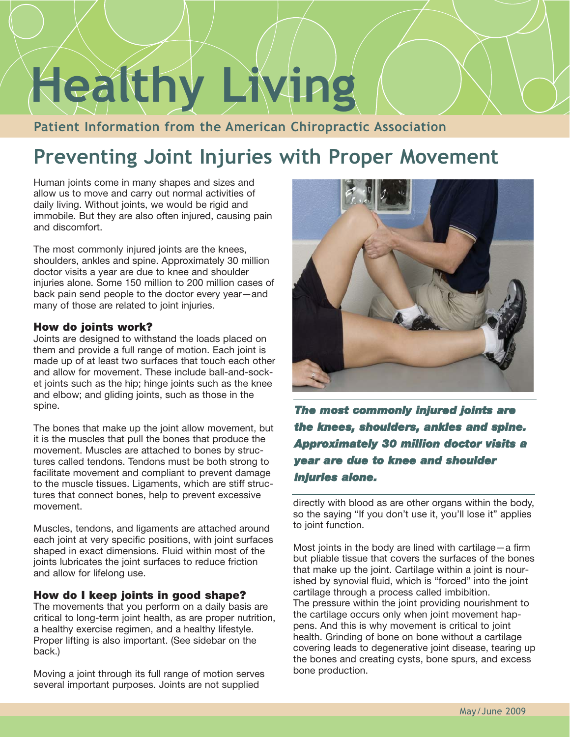# Healthy Living

**Patient Information from the American Chiropractic Association**

## Preventing Joint Injuries with Proper Movement

Human joints come in many shapes and sizes and allow us to move and carry out normal activities of daily living. Without joints, we would be rigid and immobile. But they are also often injured, causing pain and discomfort.

The most commonly injured joints are the knees, shoulders, ankles and spine. Approximately 30 million doctor visits a year are due to knee and shoulder injuries alone. Some 150 million to 200 million cases of back pain send people to the doctor every year—and many of those are related to joint injuries.

### How do joints work?

Joints are designed to withstand the loads placed on them and provide a full range of motion. Each joint is made up of at least two surfaces that touch each other and allow for movement. These include ball-and-socket joints such as the hip; hinge joints such as the knee and elbow; and gliding joints, such as those in the spine.

The bones that make up the joint allow movement, but it is the muscles that pull the bones that produce the movement. Muscles are attached to bones by structures called tendons. Tendons must be both strong to facilitate movement and compliant to prevent damage to the muscle tissues. Ligaments, which are stiff structures that connect bones, help to prevent excessive movement.

Muscles, tendons, and ligaments are attached around each joint at very specific positions, with joint surfaces shaped in exact dimensions. Fluid within most of the joints lubricates the joint surfaces to reduce friction and allow for lifelong use.

### How do I keep joints in good shape?

The movements that you perform on a daily basis are critical to long-term joint health, as are proper nutrition, a healthy exercise regimen, and a healthy lifestyle. Proper lifting is also important. (See sidebar on the back.)

Moving a joint through its full range of motion serves several important purposes. Joints are not supplied directly with blood as are other organs within the body, so the saying "If you don't use it, you'll lose it" applies to joint function.

***The most commonly injured joints are the knees, shoulders, ankles and spine. Approximately 30 million doctor visits a year are due to knee and shoulder injuries alone.***

Most joints in the body are lined with cartilage—a firm but pliable tissue that covers the surfaces of the bones that make up the joint. Cartilage within a joint is nourished by synovial fluid, which is "forced" into the joint cartilage through a process called imbibition. The pressure within the joint providing nourishment to the cartilage occurs only when joint movement happens. And this is why movement is critical to joint health. Grinding of bone on bone without a cartilage covering leads to degenerative joint disease, tearing up the bones and creating cysts, bone spurs, and excess bone production.

May/June 2009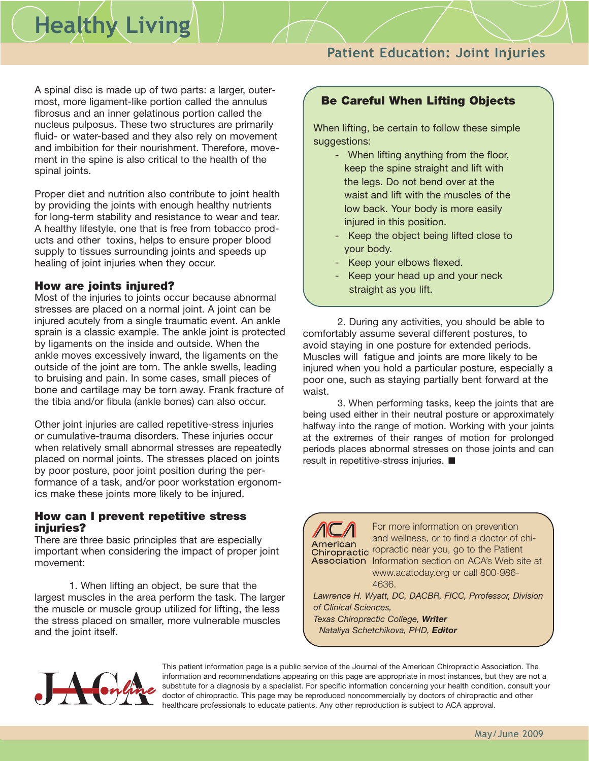A spinal disc is made up of two parts: a larger, outermost, more ligament-like portion called the annulus fibrosus and an inner gelatinous portion called the nucleus pulposus. These two structures are primarily fluid- or water-based and they also rely on movement and imbibition for their nourishment. Therefore, movement in the spine is also critical to the health of the spinal joints.

Proper diet and nutrition also contribute to joint health by providing the joints with enough healthy nutrients for long-term stability and resistance to wear and tear. A healthy lifestyle, one that is free from tobacco products and other toxins, helps to ensure proper blood supply to tissues surrounding joints and speeds up healing of joint injuries when they occur.

### How are joints injured?

Most of the injuries to joints occur because abnormal stresses are placed on a normal joint. A joint can be injured acutely from a single traumatic event. An ankle sprain is a classic example. The ankle joint is protected by ligaments on the inside and outside. When the ankle moves excessively inward, the ligaments on the outside of the joint are torn. The ankle swells, leading to bruising and pain. In some cases, small pieces of bone and cartilage may be torn away. Frank fracture of the tibia and/or fibula (ankle bones) can also occur.

Other joint injuries are called repetitive-stress injuries or cumulative-trauma disorders. These injuries occur when relatively small abnormal stresses are repeatedly placed on normal joints. The stresses placed on joints by poor posture, poor joint position during the performance of a task, and/or poor workstation ergonomics make these joints more likely to be injured.

### How can I prevent repetitive stress injuries?

There are three basic principles that are especially important when considering the impact of proper joint movement:

1. When lifting an object, be sure that the largest muscles in the area perform the task. The larger the muscle or muscle group utilized for lifting, the less the stress placed on smaller, more vulnerable muscles and the joint itself.

2. During any activities, you should be able to comfortably assume several different postures, to avoid staying in one posture for extended periods. Muscles will fatigue and joints are more likely to be injured when you hold a particular posture, especially a poor one, such as staying partially bent forward at the waist.

3. When performing tasks, keep the joints that are being used either in their neutral posture or approximately halfway into the range of motion. Working with your joints at the extremes of their ranges of motion for prolonged periods places abnormal stresses on those joints and can result in repetitive-stress injuries. ■

### Be Careful When Lifting Objects

When lifting, be certain to follow these simple suggestions:

- When lifting anything from the floor, keep the spine straight and lift with the legs. Do not bend over at the waist and lift with the muscles of the low back. Your body is more easily injured in this position.
- Keep the object being lifted close to your body.
- Keep your elbows flexed.
- Keep your head up and your neck straight as you lift.

---

American Chiropractic Association

For more information on prevention and wellness, or to find a doctor of chiropractic near you, go to the Patient Information section on ACA's Web site at www.acatoday.org or call 800-986-4636.

*Lawrence H. Wyatt, DC, DACBR, FICC, Prrofessor, Division of Clinical Sciences,*
*Texas Chiropractic College, **Writer***
*Nataliya Schetchikova, PHD, **Editor***

---

This patient information page is a public service of the Journal of the American Chiropractic Association. The information and recommendations appearing on this page are appropriate in most instances, but they are not a substitute for a diagnosis by a specialist. For specific information concerning your health condition, consult your doctor of chiropractic. This page may be reproduced noncommercially by doctors of chiropractic and other healthcare professionals to educate patients. Any other reproduction is subject to ACA approval.